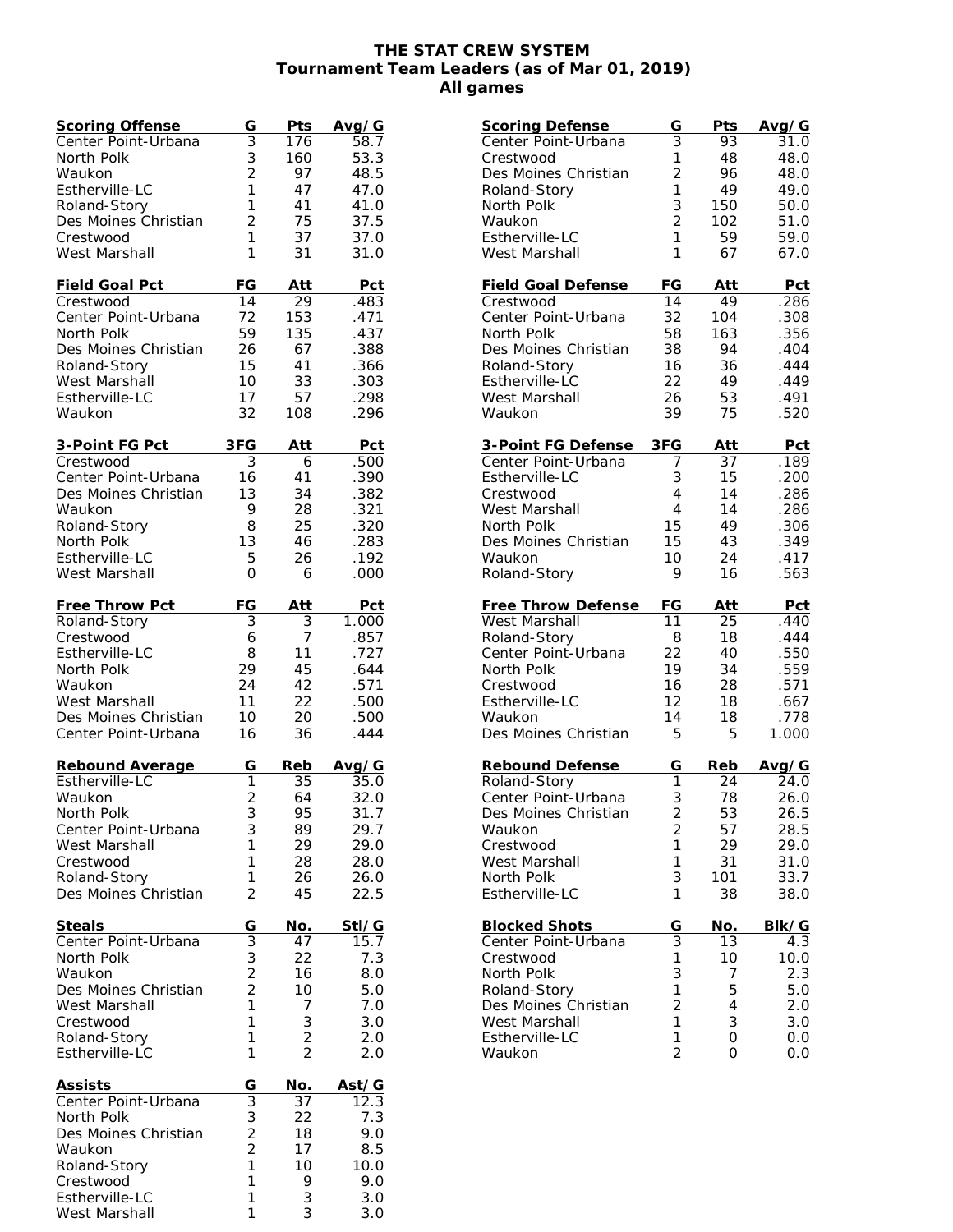# THE STAT CREW SYSTEM
## Tournament Team Leaders (as of Mar 01, 2019)
### All games

| Scoring Offense | G | Pts | Avg/G |
|---|---|---|---|
| Center Point-Urbana | 3 | 176 | 58.7 |
| North Polk | 3 | 160 | 53.3 |
| Waukon | 2 | 97 | 48.5 |
| Estherville-LC | 1 | 47 | 47.0 |
| Roland-Story | 1 | 41 | 41.0 |
| Des Moines Christian | 2 | 75 | 37.5 |
| Crestwood | 1 | 37 | 37.0 |
| West Marshall | 1 | 31 | 31.0 |

| Field Goal Pct | FG | Att | Pct |
|---|---|---|---|
| Crestwood | 14 | 29 | .483 |
| Center Point-Urbana | 72 | 153 | .471 |
| North Polk | 59 | 135 | .437 |
| Des Moines Christian | 26 | 67 | .388 |
| Roland-Story | 15 | 41 | .366 |
| West Marshall | 10 | 33 | .303 |
| Estherville-LC | 17 | 57 | .298 |
| Waukon | 32 | 108 | .296 |

| 3-Point FG Pct | 3FG | Att | Pct |
|---|---|---|---|
| Crestwood | 3 | 6 | .500 |
| Center Point-Urbana | 16 | 41 | .390 |
| Des Moines Christian | 13 | 34 | .382 |
| Waukon | 9 | 28 | .321 |
| Roland-Story | 8 | 25 | .320 |
| North Polk | 13 | 46 | .283 |
| Estherville-LC | 5 | 26 | .192 |
| West Marshall | 0 | 6 | .000 |

| Free Throw Pct | FG | Att | Pct |
|---|---|---|---|
| Roland-Story | 3 | 3 | 1.000 |
| Crestwood | 6 | 7 | .857 |
| Estherville-LC | 8 | 11 | .727 |
| North Polk | 29 | 45 | .644 |
| Waukon | 24 | 42 | .571 |
| West Marshall | 11 | 22 | .500 |
| Des Moines Christian | 10 | 20 | .500 |
| Center Point-Urbana | 16 | 36 | .444 |

| Rebound Average | G | Reb | Avg/G |
|---|---|---|---|
| Estherville-LC | 1 | 35 | 35.0 |
| Waukon | 2 | 64 | 32.0 |
| North Polk | 3 | 95 | 31.7 |
| Center Point-Urbana | 3 | 89 | 29.7 |
| West Marshall | 1 | 29 | 29.0 |
| Crestwood | 1 | 28 | 28.0 |
| Roland-Story | 1 | 26 | 26.0 |
| Des Moines Christian | 2 | 45 | 22.5 |

| Steals | G | No. | Stl/G |
|---|---|---|---|
| Center Point-Urbana | 3 | 47 | 15.7 |
| North Polk | 3 | 22 | 7.3 |
| Waukon | 2 | 16 | 8.0 |
| Des Moines Christian | 2 | 10 | 5.0 |
| West Marshall | 1 | 7 | 7.0 |
| Crestwood | 1 | 3 | 3.0 |
| Roland-Story | 1 | 2 | 2.0 |
| Estherville-LC | 1 | 2 | 2.0 |

| Assists | G | No. | Ast/G |
|---|---|---|---|
| Center Point-Urbana | 3 | 37 | 12.3 |
| North Polk | 3 | 22 | 7.3 |
| Des Moines Christian | 2 | 18 | 9.0 |
| Waukon | 2 | 17 | 8.5 |
| Roland-Story | 1 | 10 | 10.0 |
| Crestwood | 1 | 9 | 9.0 |
| Estherville-LC | 1 | 3 | 3.0 |
| West Marshall | 1 | 3 | 3.0 |

| Scoring Defense | G | Pts | Avg/G |
|---|---|---|---|
| Center Point-Urbana | 3 | 93 | 31.0 |
| Crestwood | 1 | 48 | 48.0 |
| Des Moines Christian | 2 | 96 | 48.0 |
| Roland-Story | 1 | 49 | 49.0 |
| North Polk | 3 | 150 | 50.0 |
| Waukon | 2 | 102 | 51.0 |
| Estherville-LC | 1 | 59 | 59.0 |
| West Marshall | 1 | 67 | 67.0 |

| Field Goal Defense | FG | Att | Pct |
|---|---|---|---|
| Crestwood | 14 | 49 | .286 |
| Center Point-Urbana | 32 | 104 | .308 |
| North Polk | 58 | 163 | .356 |
| Des Moines Christian | 38 | 94 | .404 |
| Roland-Story | 16 | 36 | .444 |
| Estherville-LC | 22 | 49 | .449 |
| West Marshall | 26 | 53 | .491 |
| Waukon | 39 | 75 | .520 |

| 3-Point FG Defense | 3FG | Att | Pct |
|---|---|---|---|
| Center Point-Urbana | 7 | 37 | .189 |
| Estherville-LC | 3 | 15 | .200 |
| Crestwood | 4 | 14 | .286 |
| West Marshall | 4 | 14 | .286 |
| North Polk | 15 | 49 | .306 |
| Des Moines Christian | 15 | 43 | .349 |
| Waukon | 10 | 24 | .417 |
| Roland-Story | 9 | 16 | .563 |

| Free Throw Defense | FG | Att | Pct |
|---|---|---|---|
| West Marshall | 11 | 25 | .440 |
| Roland-Story | 8 | 18 | .444 |
| Center Point-Urbana | 22 | 40 | .550 |
| North Polk | 19 | 34 | .559 |
| Crestwood | 16 | 28 | .571 |
| Estherville-LC | 12 | 18 | .667 |
| Waukon | 14 | 18 | .778 |
| Des Moines Christian | 5 | 5 | 1.000 |

| Rebound Defense | G | Reb | Avg/G |
|---|---|---|---|
| Roland-Story | 1 | 24 | 24.0 |
| Center Point-Urbana | 3 | 78 | 26.0 |
| Des Moines Christian | 2 | 53 | 26.5 |
| Waukon | 2 | 57 | 28.5 |
| Crestwood | 1 | 29 | 29.0 |
| West Marshall | 1 | 31 | 31.0 |
| North Polk | 3 | 101 | 33.7 |
| Estherville-LC | 1 | 38 | 38.0 |

| Blocked Shots | G | No. | Blk/G |
|---|---|---|---|
| Center Point-Urbana | 3 | 13 | 4.3 |
| Crestwood | 1 | 10 | 10.0 |
| North Polk | 3 | 7 | 2.3 |
| Roland-Story | 1 | 5 | 5.0 |
| Des Moines Christian | 2 | 4 | 2.0 |
| West Marshall | 1 | 3 | 3.0 |
| Estherville-LC | 1 | 0 | 0.0 |
| Waukon | 2 | 0 | 0.0 |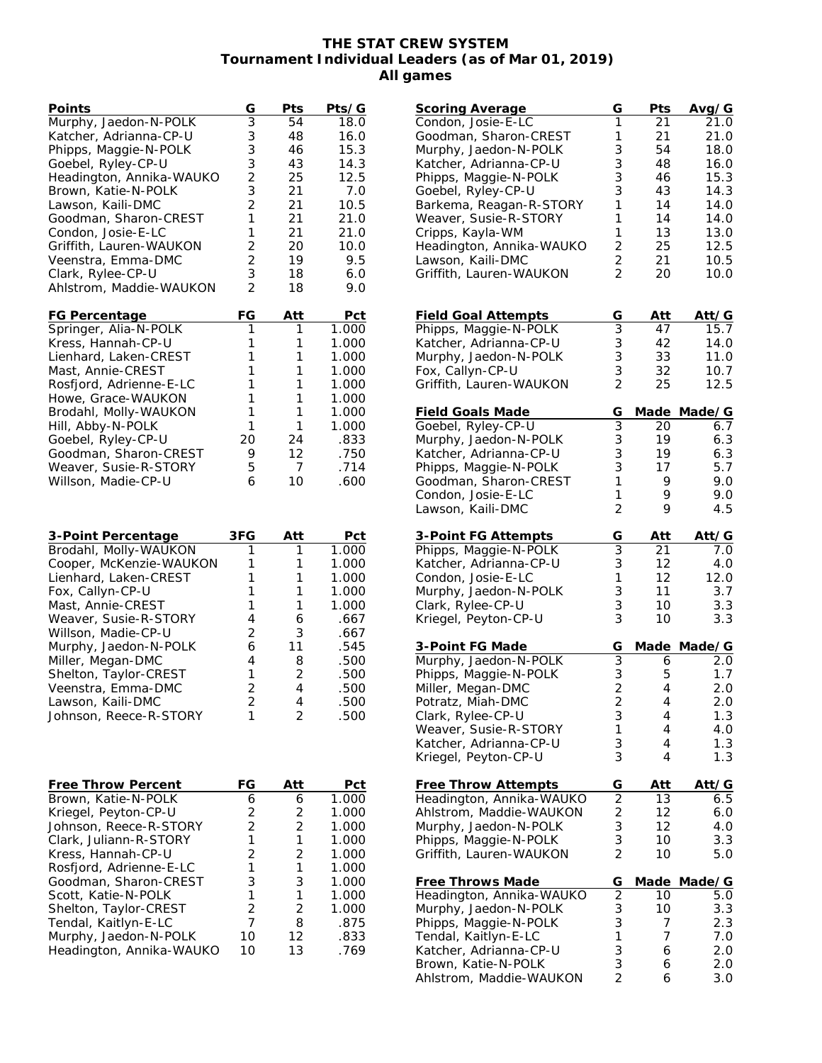# THE STAT CREW SYSTEM
## Tournament Individual Leaders (as of Mar 01, 2019)
### All games

| Points | G | Pts | Pts/G |
|---|---|---|---|
| Murphy, Jaedon-N-POLK | 3 | 54 | 18.0 |
| Katcher, Adrianna-CP-U | 3 | 48 | 16.0 |
| Phipps, Maggie-N-POLK | 3 | 46 | 15.3 |
| Goebel, Ryley-CP-U | 3 | 43 | 14.3 |
| Headington, Annika-WAUKO | 2 | 25 | 12.5 |
| Brown, Katie-N-POLK | 3 | 21 | 7.0 |
| Lawson, Kaili-DMC | 2 | 21 | 10.5 |
| Goodman, Sharon-CREST | 1 | 21 | 21.0 |
| Condon, Josie-E-LC | 1 | 21 | 21.0 |
| Griffith, Lauren-WAUKON | 2 | 20 | 10.0 |
| Veenstra, Emma-DMC | 2 | 19 | 9.5 |
| Clark, Rylee-CP-U | 3 | 18 | 6.0 |
| Ahlstrom, Maddie-WAUKON | 2 | 18 | 9.0 |

| FG Percentage | FG | Att | Pct |
|---|---|---|---|
| Springer, Alia-N-POLK | 1 | 1 | 1.000 |
| Kress, Hannah-CP-U | 1 | 1 | 1.000 |
| Lienhard, Laken-CREST | 1 | 1 | 1.000 |
| Mast, Annie-CREST | 1 | 1 | 1.000 |
| Rosfjord, Adrienne-E-LC | 1 | 1 | 1.000 |
| Howe, Grace-WAUKON | 1 | 1 | 1.000 |
| Brodahl, Molly-WAUKON | 1 | 1 | 1.000 |
| Hill, Abby-N-POLK | 1 | 1 | 1.000 |
| Goebel, Ryley-CP-U | 20 | 24 | .833 |
| Goodman, Sharon-CREST | 9 | 12 | .750 |
| Weaver, Susie-R-STORY | 5 | 7 | .714 |
| Willson, Madie-CP-U | 6 | 10 | .600 |

| 3-Point Percentage | 3FG | Att | Pct |
|---|---|---|---|
| Brodahl, Molly-WAUKON | 1 | 1 | 1.000 |
| Cooper, McKenzie-WAUKON | 1 | 1 | 1.000 |
| Lienhard, Laken-CREST | 1 | 1 | 1.000 |
| Fox, Callyn-CP-U | 1 | 1 | 1.000 |
| Mast, Annie-CREST | 1 | 1 | 1.000 |
| Weaver, Susie-R-STORY | 4 | 6 | .667 |
| Willson, Madie-CP-U | 2 | 3 | .667 |
| Murphy, Jaedon-N-POLK | 6 | 11 | .545 |
| Miller, Megan-DMC | 4 | 8 | .500 |
| Shelton, Taylor-CREST | 1 | 2 | .500 |
| Veenstra, Emma-DMC | 2 | 4 | .500 |
| Lawson, Kaili-DMC | 2 | 4 | .500 |
| Johnson, Reece-R-STORY | 1 | 2 | .500 |

| Free Throw Percent | FG | Att | Pct |
|---|---|---|---|
| Brown, Katie-N-POLK | 6 | 6 | 1.000 |
| Kriegel, Peyton-CP-U | 2 | 2 | 1.000 |
| Johnson, Reece-R-STORY | 2 | 2 | 1.000 |
| Clark, Juliann-R-STORY | 1 | 1 | 1.000 |
| Kress, Hannah-CP-U | 2 | 2 | 1.000 |
| Rosfjord, Adrienne-E-LC | 1 | 1 | 1.000 |
| Goodman, Sharon-CREST | 3 | 3 | 1.000 |
| Scott, Katie-N-POLK | 1 | 1 | 1.000 |
| Shelton, Taylor-CREST | 2 | 2 | 1.000 |
| Tendal, Kaitlyn-E-LC | 7 | 8 | .875 |
| Murphy, Jaedon-N-POLK | 10 | 12 | .833 |
| Headington, Annika-WAUKO | 10 | 13 | .769 |

| Scoring Average | G | Pts | Avg/G |
|---|---|---|---|
| Condon, Josie-E-LC | 1 | 21 | 21.0 |
| Goodman, Sharon-CREST | 1 | 21 | 21.0 |
| Murphy, Jaedon-N-POLK | 3 | 54 | 18.0 |
| Katcher, Adrianna-CP-U | 3 | 48 | 16.0 |
| Phipps, Maggie-N-POLK | 3 | 46 | 15.3 |
| Goebel, Ryley-CP-U | 3 | 43 | 14.3 |
| Barkema, Reagan-R-STORY | 1 | 14 | 14.0 |
| Weaver, Susie-R-STORY | 1 | 14 | 14.0 |
| Cripps, Kayla-WM | 1 | 13 | 13.0 |
| Headington, Annika-WAUKO | 2 | 25 | 12.5 |
| Lawson, Kaili-DMC | 2 | 21 | 10.5 |
| Griffith, Lauren-WAUKON | 2 | 20 | 10.0 |

| Field Goal Attempts | G | Att | Att/G |
|---|---|---|---|
| Phipps, Maggie-N-POLK | 3 | 47 | 15.7 |
| Katcher, Adrianna-CP-U | 3 | 42 | 14.0 |
| Murphy, Jaedon-N-POLK | 3 | 33 | 11.0 |
| Fox, Callyn-CP-U | 3 | 32 | 10.7 |
| Griffith, Lauren-WAUKON | 2 | 25 | 12.5 |

| Field Goals Made | G | Made | Made/G |
|---|---|---|---|
| Goebel, Ryley-CP-U | 3 | 20 | 6.7 |
| Murphy, Jaedon-N-POLK | 3 | 19 | 6.3 |
| Katcher, Adrianna-CP-U | 3 | 19 | 6.3 |
| Phipps, Maggie-N-POLK | 3 | 17 | 5.7 |
| Goodman, Sharon-CREST | 1 | 9 | 9.0 |
| Condon, Josie-E-LC | 1 | 9 | 9.0 |
| Lawson, Kaili-DMC | 2 | 9 | 4.5 |

| 3-Point FG Attempts | G | Att | Att/G |
|---|---|---|---|
| Phipps, Maggie-N-POLK | 3 | 21 | 7.0 |
| Katcher, Adrianna-CP-U | 3 | 12 | 4.0 |
| Condon, Josie-E-LC | 1 | 12 | 12.0 |
| Murphy, Jaedon-N-POLK | 3 | 11 | 3.7 |
| Clark, Rylee-CP-U | 3 | 10 | 3.3 |
| Kriegel, Peyton-CP-U | 3 | 10 | 3.3 |

| 3-Point FG Made | G | Made | Made/G |
|---|---|---|---|
| Murphy, Jaedon-N-POLK | 3 | 6 | 2.0 |
| Phipps, Maggie-N-POLK | 3 | 5 | 1.7 |
| Miller, Megan-DMC | 2 | 4 | 2.0 |
| Potratz, Miah-DMC | 2 | 4 | 2.0 |
| Clark, Rylee-CP-U | 3 | 4 | 1.3 |
| Weaver, Susie-R-STORY | 1 | 4 | 4.0 |
| Katcher, Adrianna-CP-U | 3 | 4 | 1.3 |
| Kriegel, Peyton-CP-U | 3 | 4 | 1.3 |

| Free Throw Attempts | G | Att | Att/G |
|---|---|---|---|
| Headington, Annika-WAUKO | 2 | 13 | 6.5 |
| Ahlstrom, Maddie-WAUKON | 2 | 12 | 6.0 |
| Murphy, Jaedon-N-POLK | 3 | 12 | 4.0 |
| Phipps, Maggie-N-POLK | 3 | 10 | 3.3 |
| Griffith, Lauren-WAUKON | 2 | 10 | 5.0 |

| Free Throws Made | G | Made | Made/G |
|---|---|---|---|
| Headington, Annika-WAUKO | 2 | 10 | 5.0 |
| Murphy, Jaedon-N-POLK | 3 | 10 | 3.3 |
| Phipps, Maggie-N-POLK | 3 | 7 | 2.3 |
| Tendal, Kaitlyn-E-LC | 1 | 7 | 7.0 |
| Katcher, Adrianna-CP-U | 3 | 6 | 2.0 |
| Brown, Katie-N-POLK | 3 | 6 | 2.0 |
| Ahlstrom, Maddie-WAUKON | 2 | 6 | 3.0 |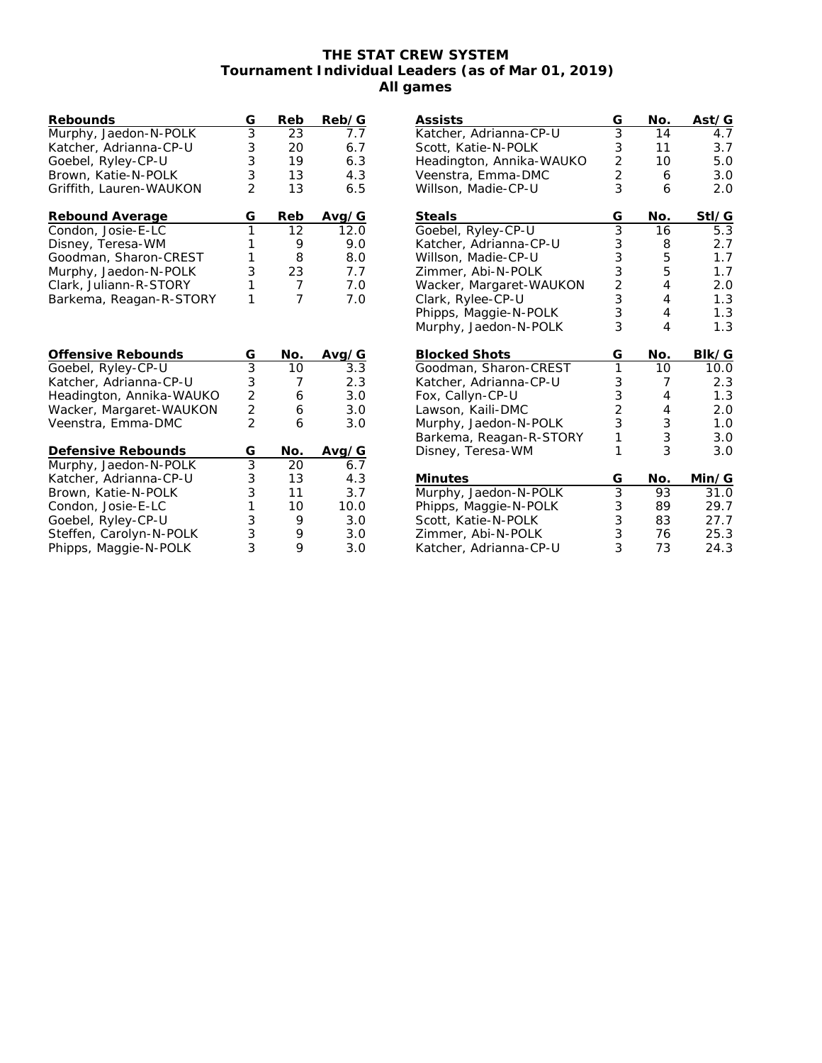# THE STAT CREW SYSTEM
## Tournament Individual Leaders (as of Mar 01, 2019)
### All games

| Rebounds | G | Reb | Reb/G |
|---|---|---|---|
| Murphy, Jaedon-N-POLK | 3 | 23 | 7.7 |
| Katcher, Adrianna-CP-U | 3 | 20 | 6.7 |
| Goebel, Ryley-CP-U | 3 | 19 | 6.3 |
| Brown, Katie-N-POLK | 3 | 13 | 4.3 |
| Griffith, Lauren-WAUKON | 2 | 13 | 6.5 |

| Rebound Average | G | Reb | Avg/G |
|---|---|---|---|
| Condon, Josie-E-LC | 1 | 12 | 12.0 |
| Disney, Teresa-WM | 1 | 9 | 9.0 |
| Goodman, Sharon-CREST | 1 | 8 | 8.0 |
| Murphy, Jaedon-N-POLK | 3 | 23 | 7.7 |
| Clark, Juliann-R-STORY | 1 | 7 | 7.0 |
| Barkema, Reagan-R-STORY | 1 | 7 | 7.0 |

| Offensive Rebounds | G | No. | Avg/G |
|---|---|---|---|
| Goebel, Ryley-CP-U | 3 | 10 | 3.3 |
| Katcher, Adrianna-CP-U | 3 | 7 | 2.3 |
| Headington, Annika-WAUKO | 2 | 6 | 3.0 |
| Wacker, Margaret-WAUKON | 2 | 6 | 3.0 |
| Veenstra, Emma-DMC | 2 | 6 | 3.0 |

| Defensive Rebounds | G | No. | Avg/G |
|---|---|---|---|
| Murphy, Jaedon-N-POLK | 3 | 20 | 6.7 |
| Katcher, Adrianna-CP-U | 3 | 13 | 4.3 |
| Brown, Katie-N-POLK | 3 | 11 | 3.7 |
| Condon, Josie-E-LC | 1 | 10 | 10.0 |
| Goebel, Ryley-CP-U | 3 | 9 | 3.0 |
| Steffen, Carolyn-N-POLK | 3 | 9 | 3.0 |
| Phipps, Maggie-N-POLK | 3 | 9 | 3.0 |

| Assists | G | No. | Ast/G |
|---|---|---|---|
| Katcher, Adrianna-CP-U | 3 | 14 | 4.7 |
| Scott, Katie-N-POLK | 3 | 11 | 3.7 |
| Headington, Annika-WAUKO | 2 | 10 | 5.0 |
| Veenstra, Emma-DMC | 2 | 6 | 3.0 |
| Willson, Madie-CP-U | 3 | 6 | 2.0 |

| Steals | G | No. | Stl/G |
|---|---|---|---|
| Goebel, Ryley-CP-U | 3 | 16 | 5.3 |
| Katcher, Adrianna-CP-U | 3 | 8 | 2.7 |
| Willson, Madie-CP-U | 3 | 5 | 1.7 |
| Zimmer, Abi-N-POLK | 3 | 5 | 1.7 |
| Wacker, Margaret-WAUKON | 2 | 4 | 2.0 |
| Clark, Rylee-CP-U | 3 | 4 | 1.3 |
| Phipps, Maggie-N-POLK | 3 | 4 | 1.3 |
| Murphy, Jaedon-N-POLK | 3 | 4 | 1.3 |

| Blocked Shots | G | No. | Blk/G |
|---|---|---|---|
| Goodman, Sharon-CREST | 1 | 10 | 10.0 |
| Katcher, Adrianna-CP-U | 3 | 7 | 2.3 |
| Fox, Callyn-CP-U | 3 | 4 | 1.3 |
| Lawson, Kaili-DMC | 2 | 4 | 2.0 |
| Murphy, Jaedon-N-POLK | 3 | 3 | 1.0 |
| Barkema, Reagan-R-STORY | 1 | 3 | 3.0 |
| Disney, Teresa-WM | 1 | 3 | 3.0 |

| Minutes | G | No. | Min/G |
|---|---|---|---|
| Murphy, Jaedon-N-POLK | 3 | 93 | 31.0 |
| Phipps, Maggie-N-POLK | 3 | 89 | 29.7 |
| Scott, Katie-N-POLK | 3 | 83 | 27.7 |
| Zimmer, Abi-N-POLK | 3 | 76 | 25.3 |
| Katcher, Adrianna-CP-U | 3 | 73 | 24.3 |